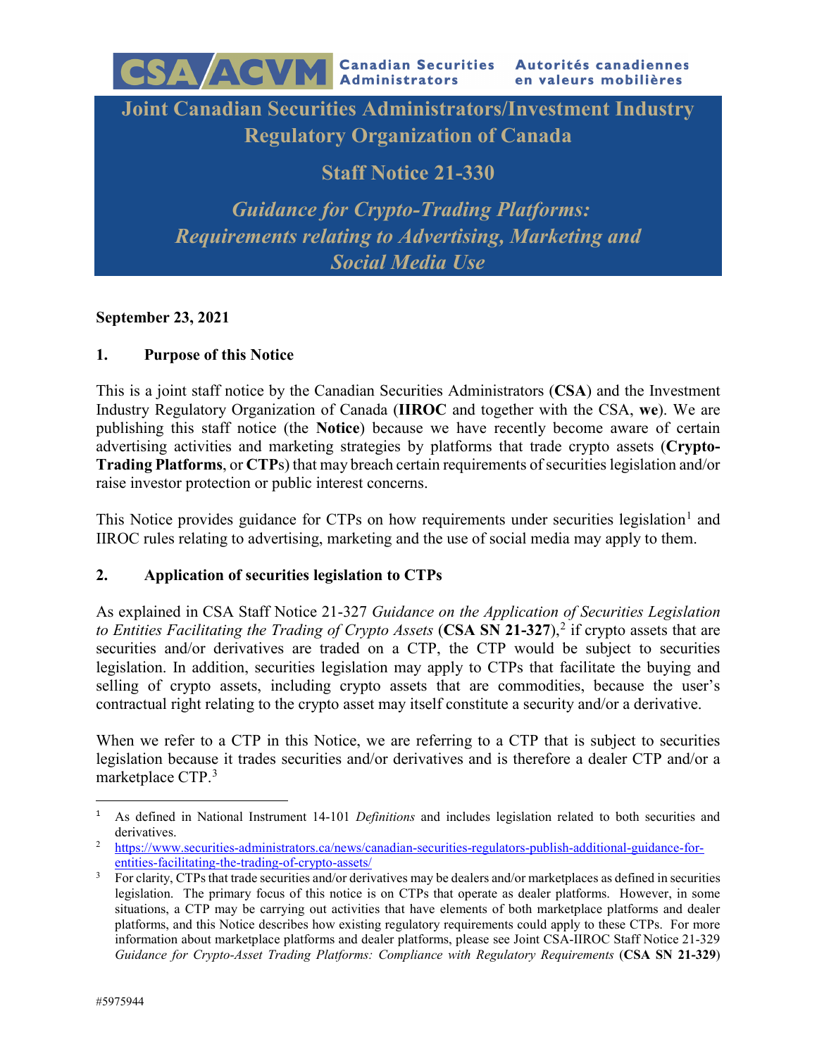CSA/ACVM Canadian Securities Administrators Autorités canadiennes en valeurs mobilières

# Joint Canadian Securities Administrators/Investment Industry Regulatory Organization of Canada

# Staff Notice 21-330

## *Guidance for Crypto-Trading Platforms: Requirements relating to Advertising, Marketing and Social Media Use*

**September 23, 2021**

## 1. Purpose of this Notice

This is a joint staff notice by the Canadian Securities Administrators (**CSA**) and the Investment Industry Regulatory Organization of Canada (**IIROC** and together with the CSA, **we**). We are publishing this staff notice (the **Notice**) because we have recently become aware of certain advertising activities and marketing strategies by platforms that trade crypto assets (**Crypto-Trading Platforms**, or **CTP**s) that may breach certain requirements of securities legislation and/or raise investor protection or public interest concerns.

This Notice provides guidance for CTPs on how requirements under securities legislation[1] and IIROC rules relating to advertising, marketing and the use of social media may apply to them.

## 2. Application of securities legislation to CTPs

As explained in CSA Staff Notice 21-327 *Guidance on the Application of Securities Legislation to Entities Facilitating the Trading of Crypto Assets* (**CSA SN 21-327**),[2] if crypto assets that are securities and/or derivatives are traded on a CTP, the CTP would be subject to securities legislation. In addition, securities legislation may apply to CTPs that facilitate the buying and selling of crypto assets, including crypto assets that are commodities, because the user's contractual right relating to the crypto asset may itself constitute a security and/or a derivative.

When we refer to a CTP in this Notice, we are referring to a CTP that is subject to securities legislation because it trades securities and/or derivatives and is therefore a dealer CTP and/or a marketplace CTP.[3]

---

[1] As defined in National Instrument 14-101 *Definitions* and includes legislation related to both securities and derivatives.

[2] https://www.securities-administrators.ca/news/canadian-securities-regulators-publish-additional-guidance-for-entities-facilitating-the-trading-of-crypto-assets/

[3] For clarity, CTPs that trade securities and/or derivatives may be dealers and/or marketplaces as defined in securities legislation. The primary focus of this notice is on CTPs that operate as dealer platforms. However, in some situations, a CTP may be carrying out activities that have elements of both marketplace platforms and dealer platforms, and this Notice describes how existing regulatory requirements could apply to these CTPs. For more information about marketplace platforms and dealer platforms, please see Joint CSA-IIROC Staff Notice 21-329 *Guidance for Crypto-Asset Trading Platforms: Compliance with Regulatory Requirements* (**CSA SN 21-329**)

#5975944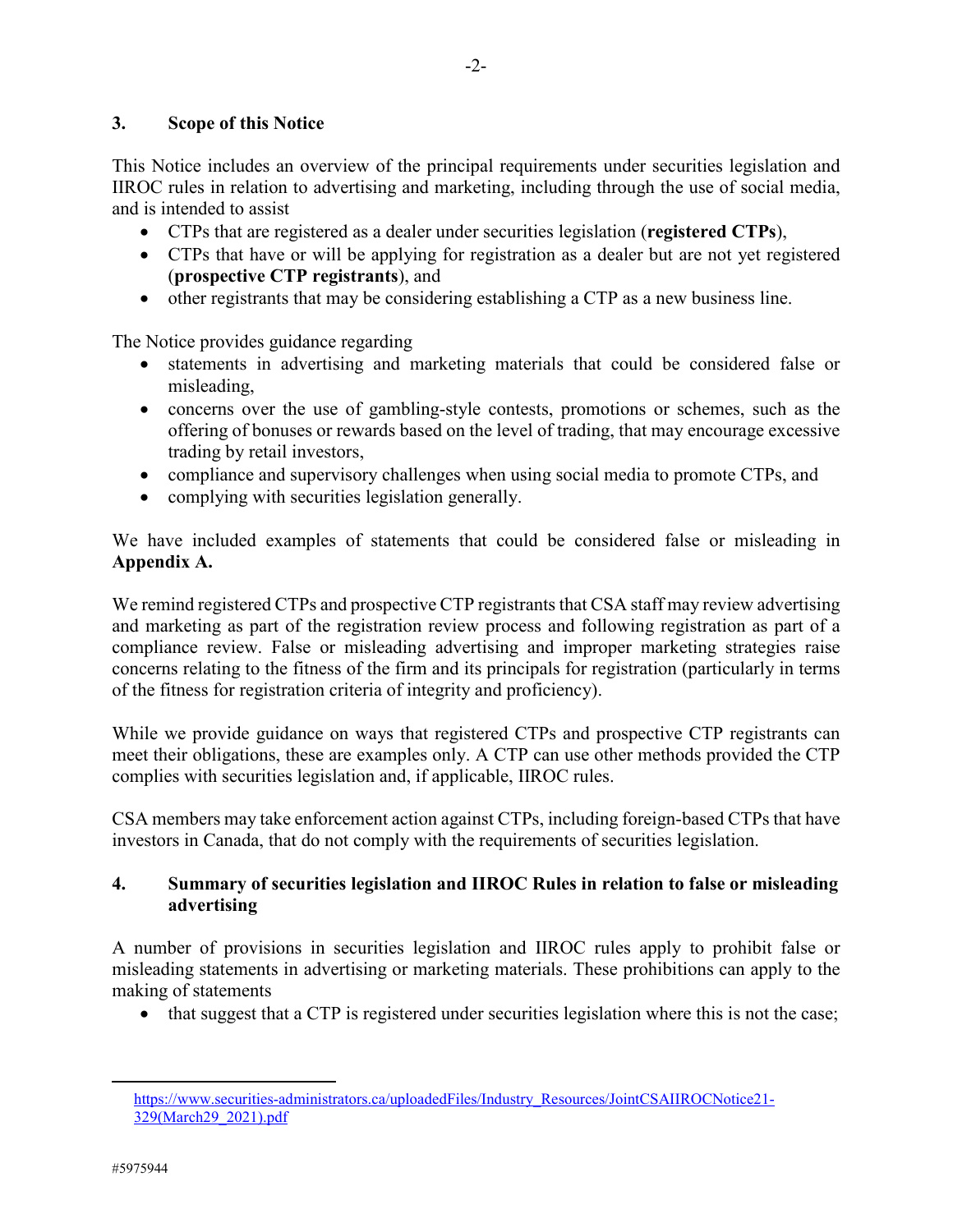## 3. Scope of this Notice

This Notice includes an overview of the principal requirements under securities legislation and IIROC rules in relation to advertising and marketing, including through the use of social media, and is intended to assist

- CTPs that are registered as a dealer under securities legislation (**registered CTPs**),
- CTPs that have or will be applying for registration as a dealer but are not yet registered (**prospective CTP registrants**), and
- other registrants that may be considering establishing a CTP as a new business line.

The Notice provides guidance regarding

- statements in advertising and marketing materials that could be considered false or misleading,
- concerns over the use of gambling-style contests, promotions or schemes, such as the offering of bonuses or rewards based on the level of trading, that may encourage excessive trading by retail investors,
- compliance and supervisory challenges when using social media to promote CTPs, and
- complying with securities legislation generally.

We have included examples of statements that could be considered false or misleading in **Appendix A.**

We remind registered CTPs and prospective CTP registrants that CSA staff may review advertising and marketing as part of the registration review process and following registration as part of a compliance review. False or misleading advertising and improper marketing strategies raise concerns relating to the fitness of the firm and its principals for registration (particularly in terms of the fitness for registration criteria of integrity and proficiency).

While we provide guidance on ways that registered CTPs and prospective CTP registrants can meet their obligations, these are examples only. A CTP can use other methods provided the CTP complies with securities legislation and, if applicable, IIROC rules.

CSA members may take enforcement action against CTPs, including foreign-based CTPs that have investors in Canada, that do not comply with the requirements of securities legislation.

## 4. Summary of securities legislation and IIROC Rules in relation to false or misleading advertising

A number of provisions in securities legislation and IIROC rules apply to prohibit false or misleading statements in advertising or marketing materials. These prohibitions can apply to the making of statements

- that suggest that a CTP is registered under securities legislation where this is not the case;

---

https://www.securities-administrators.ca/uploadedFiles/Industry_Resources/JointCSAIIROCNotice21-329(March29_2021).pdf

#5975944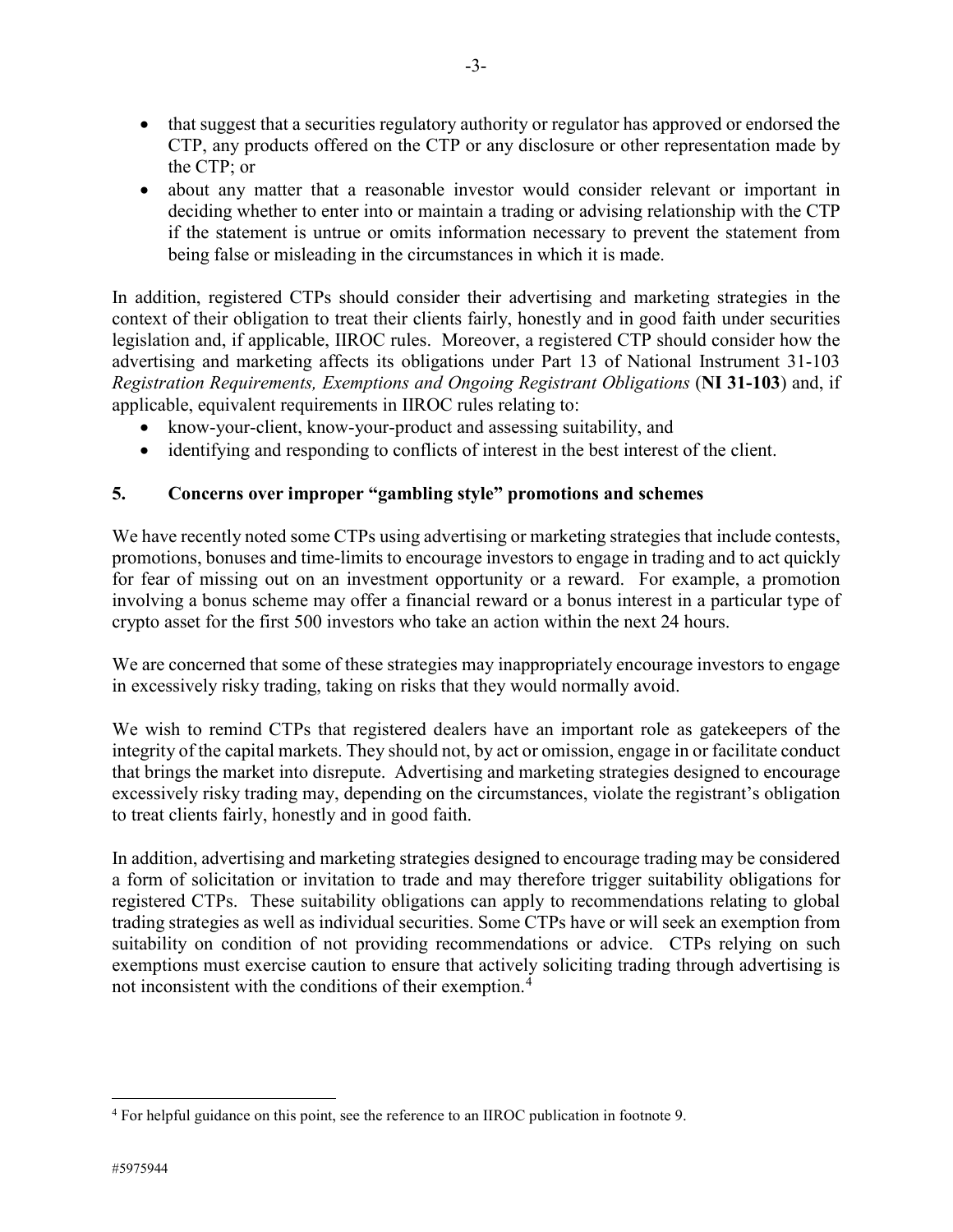- that suggest that a securities regulatory authority or regulator has approved or endorsed the CTP, any products offered on the CTP or any disclosure or other representation made by the CTP; or
- about any matter that a reasonable investor would consider relevant or important in deciding whether to enter into or maintain a trading or advising relationship with the CTP if the statement is untrue or omits information necessary to prevent the statement from being false or misleading in the circumstances in which it is made.

In addition, registered CTPs should consider their advertising and marketing strategies in the context of their obligation to treat their clients fairly, honestly and in good faith under securities legislation and, if applicable, IIROC rules. Moreover, a registered CTP should consider how the advertising and marketing affects its obligations under Part 13 of National Instrument 31-103 *Registration Requirements, Exemptions and Ongoing Registrant Obligations* (**NI 31-103**) and, if applicable, equivalent requirements in IIROC rules relating to:

- know-your-client, know-your-product and assessing suitability, and
- identifying and responding to conflicts of interest in the best interest of the client.

## 5. Concerns over improper "gambling style" promotions and schemes

We have recently noted some CTPs using advertising or marketing strategies that include contests, promotions, bonuses and time-limits to encourage investors to engage in trading and to act quickly for fear of missing out on an investment opportunity or a reward. For example, a promotion involving a bonus scheme may offer a financial reward or a bonus interest in a particular type of crypto asset for the first 500 investors who take an action within the next 24 hours.

We are concerned that some of these strategies may inappropriately encourage investors to engage in excessively risky trading, taking on risks that they would normally avoid.

We wish to remind CTPs that registered dealers have an important role as gatekeepers of the integrity of the capital markets. They should not, by act or omission, engage in or facilitate conduct that brings the market into disrepute. Advertising and marketing strategies designed to encourage excessively risky trading may, depending on the circumstances, violate the registrant's obligation to treat clients fairly, honestly and in good faith.

In addition, advertising and marketing strategies designed to encourage trading may be considered a form of solicitation or invitation to trade and may therefore trigger suitability obligations for registered CTPs. These suitability obligations can apply to recommendations relating to global trading strategies as well as individual securities. Some CTPs have or will seek an exemption from suitability on condition of not providing recommendations or advice. CTPs relying on such exemptions must exercise caution to ensure that actively soliciting trading through advertising is not inconsistent with the conditions of their exemption.[4]

[4] For helpful guidance on this point, see the reference to an IIROC publication in footnote 9.

#5975944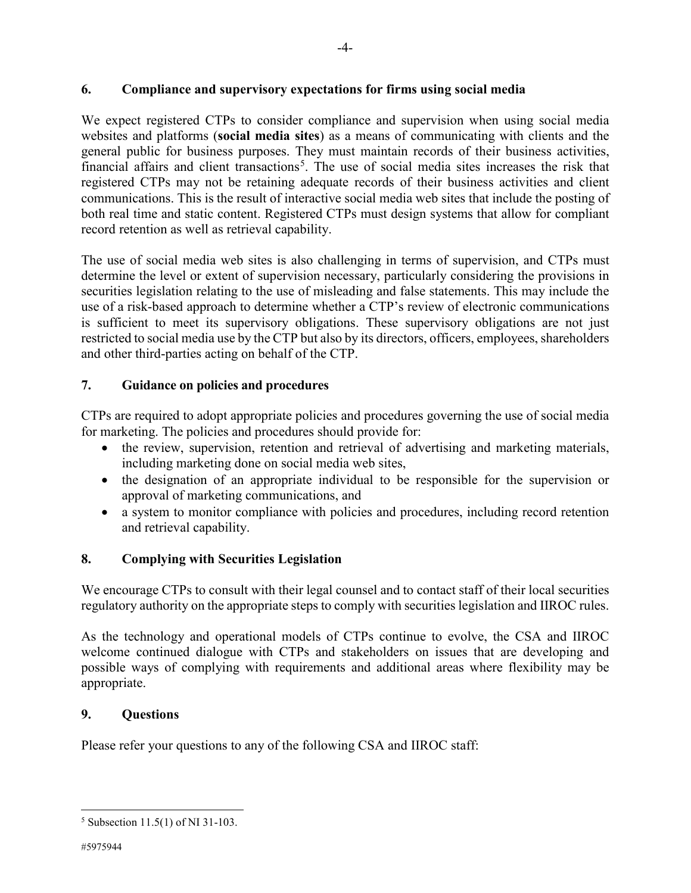## 6. Compliance and supervisory expectations for firms using social media

We expect registered CTPs to consider compliance and supervision when using social media websites and platforms (**social media sites**) as a means of communicating with clients and the general public for business purposes. They must maintain records of their business activities, financial affairs and client transactions[5]. The use of social media sites increases the risk that registered CTPs may not be retaining adequate records of their business activities and client communications. This is the result of interactive social media web sites that include the posting of both real time and static content. Registered CTPs must design systems that allow for compliant record retention as well as retrieval capability.

The use of social media web sites is also challenging in terms of supervision, and CTPs must determine the level or extent of supervision necessary, particularly considering the provisions in securities legislation relating to the use of misleading and false statements. This may include the use of a risk-based approach to determine whether a CTP's review of electronic communications is sufficient to meet its supervisory obligations. These supervisory obligations are not just restricted to social media use by the CTP but also by its directors, officers, employees, shareholders and other third-parties acting on behalf of the CTP.

## 7. Guidance on policies and procedures

CTPs are required to adopt appropriate policies and procedures governing the use of social media for marketing. The policies and procedures should provide for:

- the review, supervision, retention and retrieval of advertising and marketing materials, including marketing done on social media web sites,
- the designation of an appropriate individual to be responsible for the supervision or approval of marketing communications, and
- a system to monitor compliance with policies and procedures, including record retention and retrieval capability.

## 8. Complying with Securities Legislation

We encourage CTPs to consult with their legal counsel and to contact staff of their local securities regulatory authority on the appropriate steps to comply with securities legislation and IIROC rules.

As the technology and operational models of CTPs continue to evolve, the CSA and IIROC welcome continued dialogue with CTPs and stakeholders on issues that are developing and possible ways of complying with requirements and additional areas where flexibility may be appropriate.

## 9. Questions

Please refer your questions to any of the following CSA and IIROC staff:

---

[5] Subsection 11.5(1) of NI 31-103.

#5975944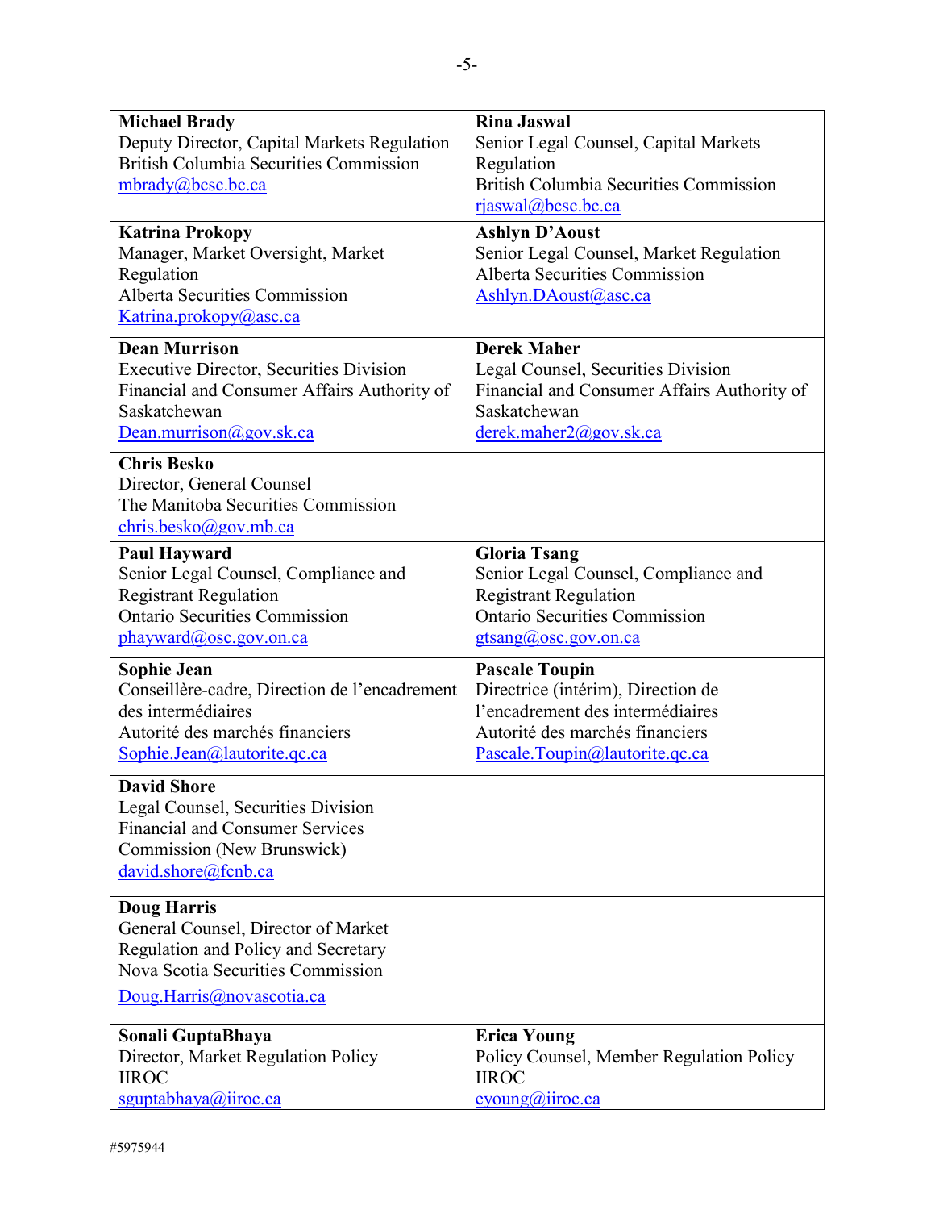| **Michael Brady**<br>Deputy Director, Capital Markets Regulation<br>British Columbia Securities Commission<br>mbrady@bcsc.bc.ca | **Rina Jaswal**<br>Senior Legal Counsel, Capital Markets Regulation<br>British Columbia Securities Commission<br>rjaswal@bcsc.bc.ca |
|---|---|
| **Katrina Prokopy**<br>Manager, Market Oversight, Market Regulation<br>Alberta Securities Commission<br>Katrina.prokopy@asc.ca | **Ashlyn D'Aoust**<br>Senior Legal Counsel, Market Regulation<br>Alberta Securities Commission<br>Ashlyn.DAoust@asc.ca |
| **Dean Murrison**<br>Executive Director, Securities Division<br>Financial and Consumer Affairs Authority of Saskatchewan<br>Dean.murrison@gov.sk.ca | **Derek Maher**<br>Legal Counsel, Securities Division<br>Financial and Consumer Affairs Authority of Saskatchewan<br>derek.maher2@gov.sk.ca |
| **Chris Besko**<br>Director, General Counsel<br>The Manitoba Securities Commission<br>chris.besko@gov.mb.ca | |
| **Paul Hayward**<br>Senior Legal Counsel, Compliance and Registrant Regulation<br>Ontario Securities Commission<br>phayward@osc.gov.on.ca | **Gloria Tsang**<br>Senior Legal Counsel, Compliance and Registrant Regulation<br>Ontario Securities Commission<br>gtsang@osc.gov.on.ca |
| **Sophie Jean**<br>Conseillère-cadre, Direction de l'encadrement des intermédiaires<br>Autorité des marchés financiers<br>Sophie.Jean@lautorite.qc.ca | **Pascale Toupin**<br>Directrice (intérim), Direction de l'encadrement des intermédiaires<br>Autorité des marchés financiers<br>Pascale.Toupin@lautorite.qc.ca |
| **David Shore**<br>Legal Counsel, Securities Division<br>Financial and Consumer Services Commission (New Brunswick)<br>david.shore@fcnb.ca | |
| **Doug Harris**<br>General Counsel, Director of Market Regulation and Policy and Secretary<br>Nova Scotia Securities Commission<br>Doug.Harris@novascotia.ca | |
| **Sonali GuptaBhaya**<br>Director, Market Regulation Policy<br>IIROC<br>sguptabhaya@iiroc.ca | **Erica Young**<br>Policy Counsel, Member Regulation Policy<br>IIROC<br>eyoung@iiroc.ca |

#5975944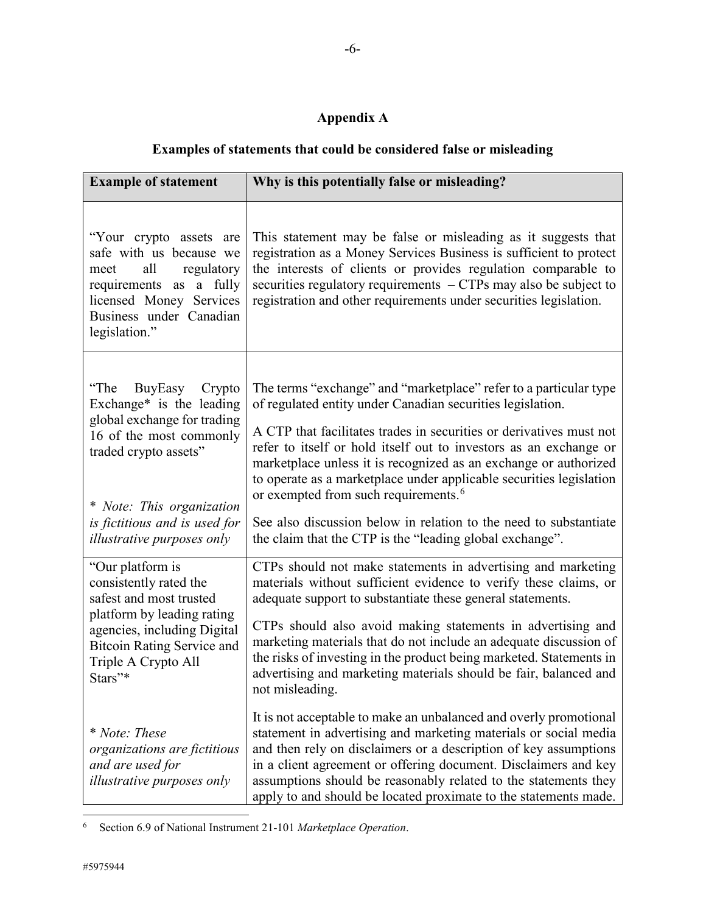## Appendix A

### Examples of statements that could be considered false or misleading

| Example of statement | Why is this potentially false or misleading? |
| --- | --- |
| "Your crypto assets are safe with us because we meet all regulatory requirements as a fully licensed Money Services Business under Canadian legislation." | This statement may be false or misleading as it suggests that registration as a Money Services Business is sufficient to protect the interests of clients or provides regulation comparable to securities regulatory requirements – CTPs may also be subject to registration and other requirements under securities legislation. |
| "The BuyEasy Crypto Exchange* is the leading global exchange for trading 16 of the most commonly traded crypto assets"<br><br>* *Note: This organization is fictitious and is used for illustrative purposes only* | The terms "exchange" and "marketplace" refer to a particular type of regulated entity under Canadian securities legislation.<br><br>A CTP that facilitates trades in securities or derivatives must not refer to itself or hold itself out to investors as an exchange or marketplace unless it is recognized as an exchange or authorized to operate as a marketplace under applicable securities legislation or exempted from such requirements.[6]<br><br>See also discussion below in relation to the need to substantiate the claim that the CTP is the "leading global exchange". |
| "Our platform is consistently rated the safest and most trusted platform by leading rating agencies, including Digital Bitcoin Rating Service and Triple A Crypto All Stars"*<br><br>* *Note: These organizations are fictitious and are used for illustrative purposes only* | CTPs should not make statements in advertising and marketing materials without sufficient evidence to verify these claims, or adequate support to substantiate these general statements.<br><br>CTPs should also avoid making statements in advertising and marketing materials that do not include an adequate discussion of the risks of investing in the product being marketed. Statements in advertising and marketing materials should be fair, balanced and not misleading.<br><br>It is not acceptable to make an unbalanced and overly promotional statement in advertising and marketing materials or social media and then rely on disclaimers or a description of key assumptions in a client agreement or offering document. Disclaimers and key assumptions should be reasonably related to the statements they apply to and should be located proximate to the statements made. |

[6] Section 6.9 of National Instrument 21-101 *Marketplace Operation*.

#5975944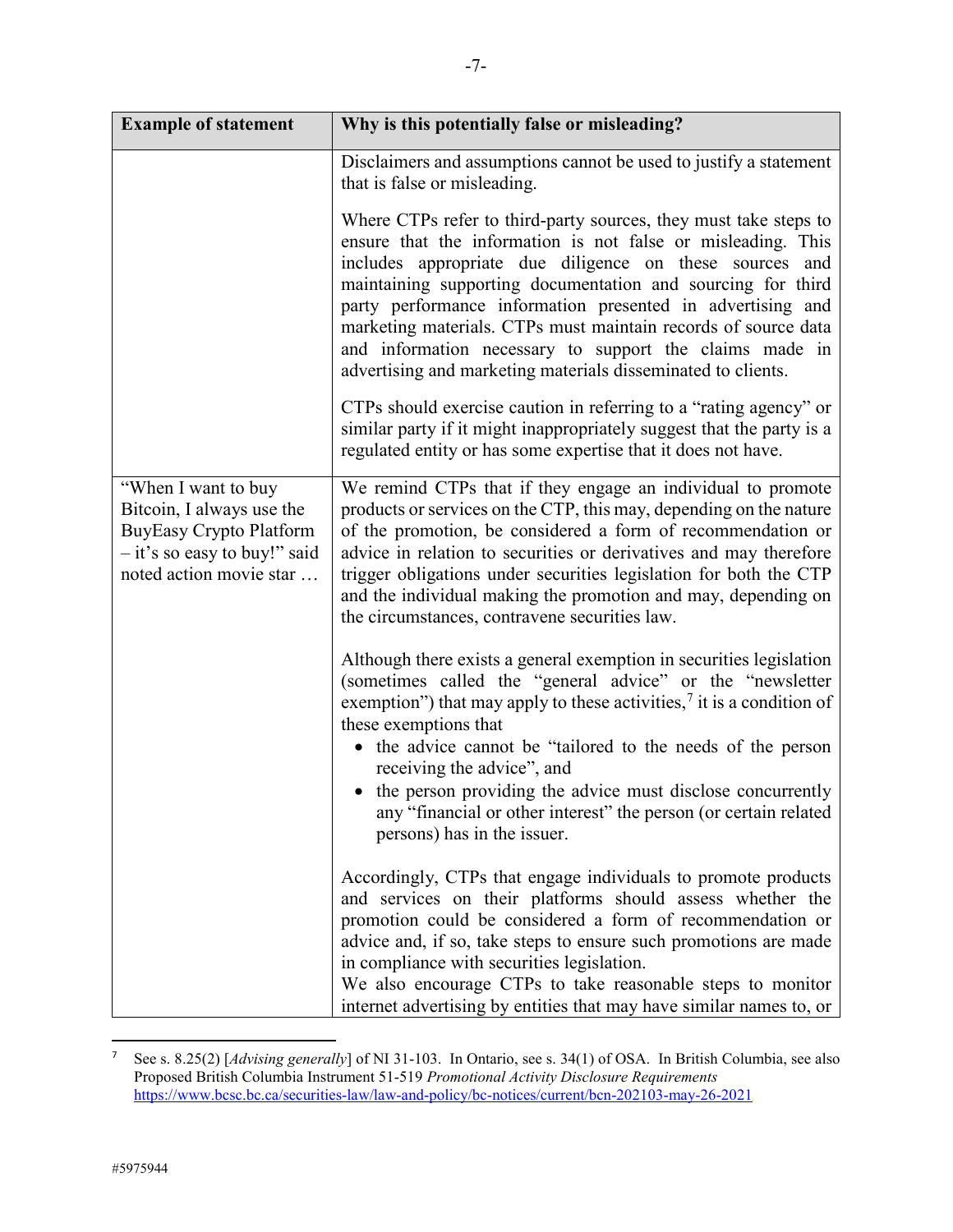| Example of statement | Why is this potentially false or misleading? |
|---|---|
| | Disclaimers and assumptions cannot be used to justify a statement that is false or misleading.<br><br>Where CTPs refer to third-party sources, they must take steps to ensure that the information is not false or misleading. This includes appropriate due diligence on these sources and maintaining supporting documentation and sourcing for third party performance information presented in advertising and marketing materials. CTPs must maintain records of source data and information necessary to support the claims made in advertising and marketing materials disseminated to clients.<br><br>CTPs should exercise caution in referring to a "rating agency" or similar party if it might inappropriately suggest that the party is a regulated entity or has some expertise that it does not have. |
| "When I want to buy Bitcoin, I always use the BuyEasy Crypto Platform – it's so easy to buy!" said noted action movie star … | We remind CTPs that if they engage an individual to promote products or services on the CTP, this may, depending on the nature of the promotion, be considered a form of recommendation or advice in relation to securities or derivatives and may therefore trigger obligations under securities legislation for both the CTP and the individual making the promotion and may, depending on the circumstances, contravene securities law.<br><br>Although there exists a general exemption in securities legislation (sometimes called the "general advice" or the "newsletter exemption") that may apply to these activities,[7] it is a condition of these exemptions that<br>• the advice cannot be "tailored to the needs of the person receiving the advice", and<br>• the person providing the advice must disclose concurrently any "financial or other interest" the person (or certain related persons) has in the issuer.<br><br>Accordingly, CTPs that engage individuals to promote products and services on their platforms should assess whether the promotion could be considered a form of recommendation or advice and, if so, take steps to ensure such promotions are made in compliance with securities legislation.<br>We also encourage CTPs to take reasonable steps to monitor internet advertising by entities that may have similar names to, or |

[7] See s. 8.25(2) [*Advising generally*] of NI 31-103. In Ontario, see s. 34(1) of OSA. In British Columbia, see also Proposed British Columbia Instrument 51-519 *Promotional Activity Disclosure Requirements* https://www.bcsc.bc.ca/securities-law/law-and-policy/bc-notices/current/bcn-202103-may-26-2021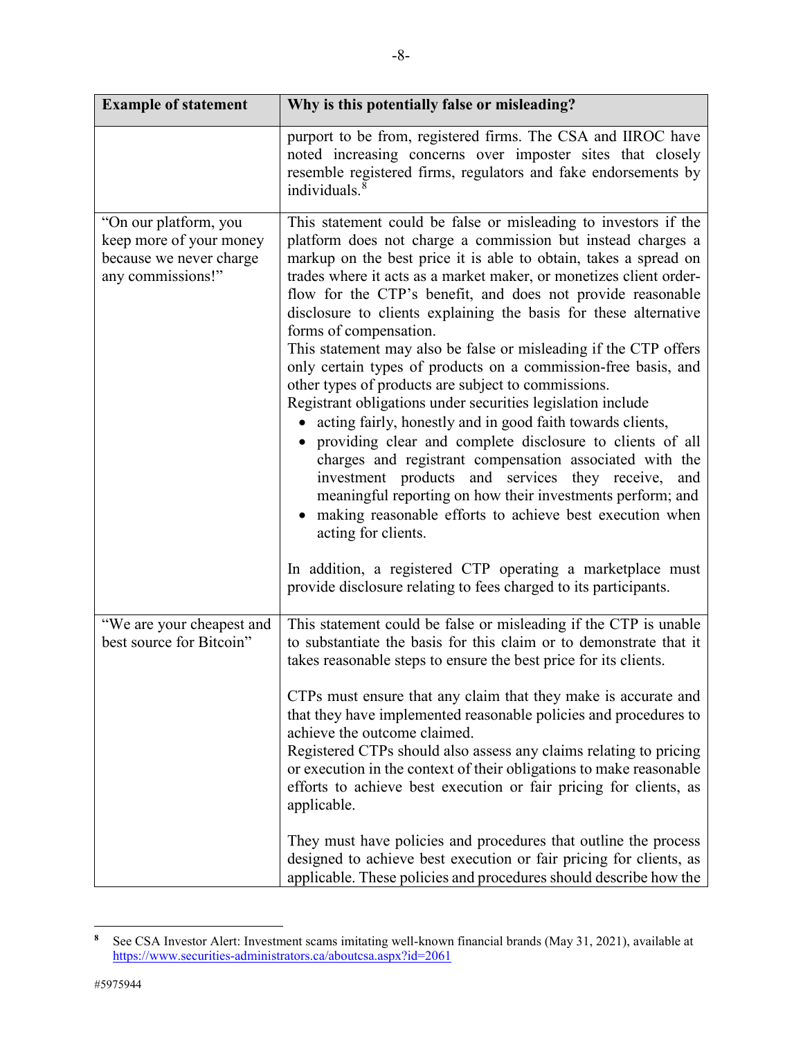| Example of statement | Why is this potentially false or misleading? |
| --- | --- |
| | purport to be from, registered firms. The CSA and IIROC have noted increasing concerns over imposter sites that closely resemble registered firms, regulators and fake endorsements by individuals.[8] |
| "On our platform, you keep more of your money because we never charge any commissions!" | This statement could be false or misleading to investors if the platform does not charge a commission but instead charges a markup on the best price it is able to obtain, takes a spread on trades where it acts as a market maker, or monetizes client order-flow for the CTP's benefit, and does not provide reasonable disclosure to clients explaining the basis for these alternative forms of compensation.<br>This statement may also be false or misleading if the CTP offers only certain types of products on a commission-free basis, and other types of products are subject to commissions.<br>Registrant obligations under securities legislation include<br>• acting fairly, honestly and in good faith towards clients,<br>• providing clear and complete disclosure to clients of all charges and registrant compensation associated with the investment products and services they receive, and meaningful reporting on how their investments perform; and<br>• making reasonable efforts to achieve best execution when acting for clients.<br><br>In addition, a registered CTP operating a marketplace must provide disclosure relating to fees charged to its participants. |
| "We are your cheapest and best source for Bitcoin" | This statement could be false or misleading if the CTP is unable to substantiate the basis for this claim or to demonstrate that it takes reasonable steps to ensure the best price for its clients.<br><br>CTPs must ensure that any claim that they make is accurate and that they have implemented reasonable policies and procedures to achieve the outcome claimed.<br>Registered CTPs should also assess any claims relating to pricing or execution in the context of their obligations to make reasonable efforts to achieve best execution or fair pricing for clients, as applicable.<br><br>They must have policies and procedures that outline the process designed to achieve best execution or fair pricing for clients, as applicable. These policies and procedures should describe how the |

[8] See CSA Investor Alert: Investment scams imitating well-known financial brands (May 31, 2021), available at https://www.securities-administrators.ca/aboutcsa.aspx?id=2061

#5975944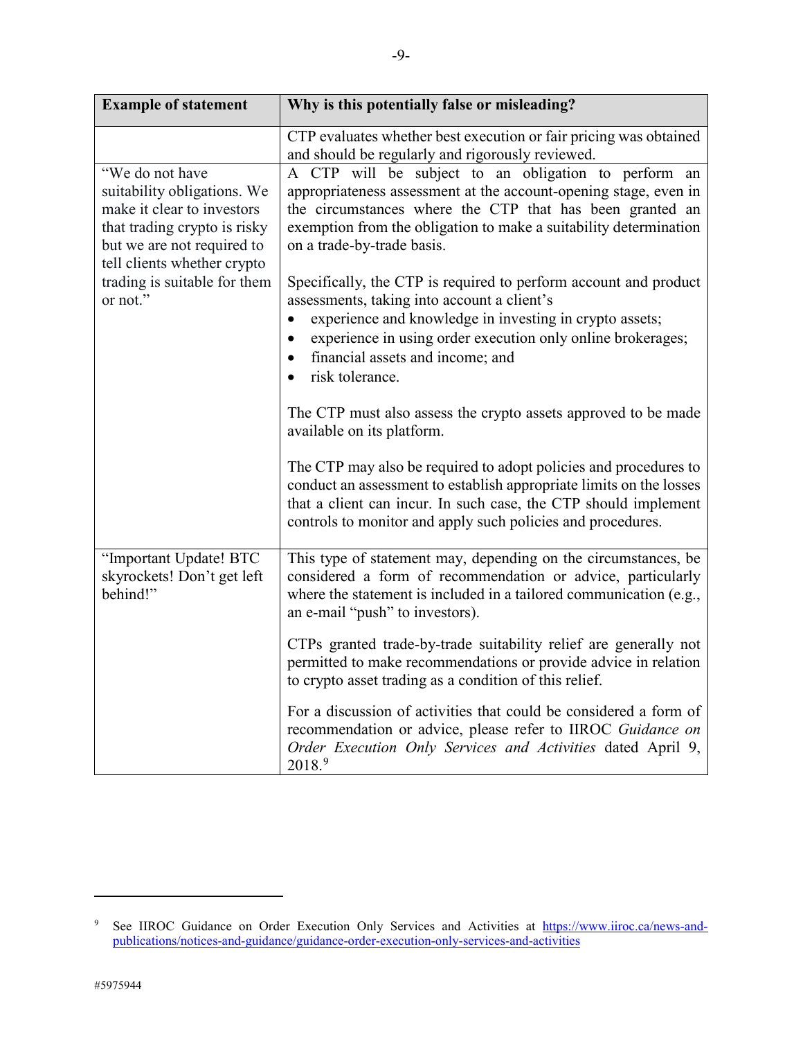| Example of statement | Why is this potentially false or misleading? |
|---|---|
| | CTP evaluates whether best execution or fair pricing was obtained and should be regularly and rigorously reviewed. |
| "We do not have suitability obligations. We make it clear to investors that trading crypto is risky but we are not required to tell clients whether crypto trading is suitable for them or not." | A CTP will be subject to an obligation to perform an appropriateness assessment at the account-opening stage, even in the circumstances where the CTP that has been granted an exemption from the obligation to make a suitability determination on a trade-by-trade basis.<br><br>Specifically, the CTP is required to perform account and product assessments, taking into account a client's<br>• experience and knowledge in investing in crypto assets;<br>• experience in using order execution only online brokerages;<br>• financial assets and income; and<br>• risk tolerance.<br><br>The CTP must also assess the crypto assets approved to be made available on its platform.<br><br>The CTP may also be required to adopt policies and procedures to conduct an assessment to establish appropriate limits on the losses that a client can incur. In such case, the CTP should implement controls to monitor and apply such policies and procedures. |
| "Important Update! BTC skyrockets! Don't get left behind!" | This type of statement may, depending on the circumstances, be considered a form of recommendation or advice, particularly where the statement is included in a tailored communication (e.g., an e-mail "push" to investors).<br><br>CTPs granted trade-by-trade suitability relief are generally not permitted to make recommendations or provide advice in relation to crypto asset trading as a condition of this relief.<br><br>For a discussion of activities that could be considered a form of recommendation or advice, please refer to IIROC *Guidance on Order Execution Only Services and Activities* dated April 9, 2018.[9] |

[9] See IIROC Guidance on Order Execution Only Services and Activities at https://www.iiroc.ca/news-and-publications/notices-and-guidance/guidance-order-execution-only-services-and-activities

#5975944